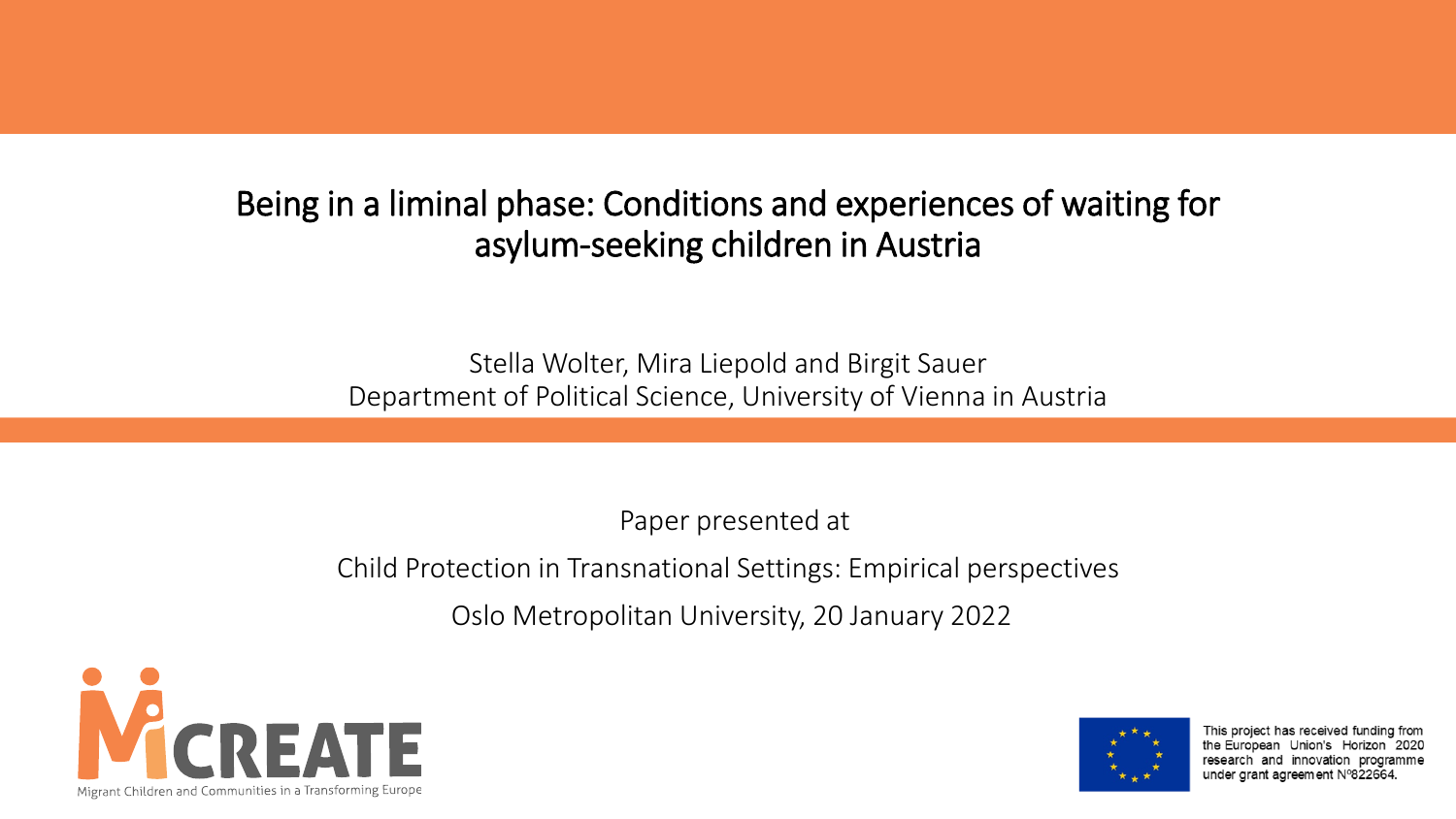# Being in a liminal phase: Conditions and experiences of waiting for asylum-seeking children in Austria

Stella Wolter, Mira Liepold and Birgit Sauer
Department of Political Science, University of Vienna in Austria

Paper presented at

Child Protection in Transnational Settings: Empirical perspectives

Oslo Metropolitan University, 20 January 2022

MiCREATE
Migrant Children and Communities in a Transforming Europe

This project has received funding from the European Union's Horizon 2020 research and innovation programme under grant agreement N°822664.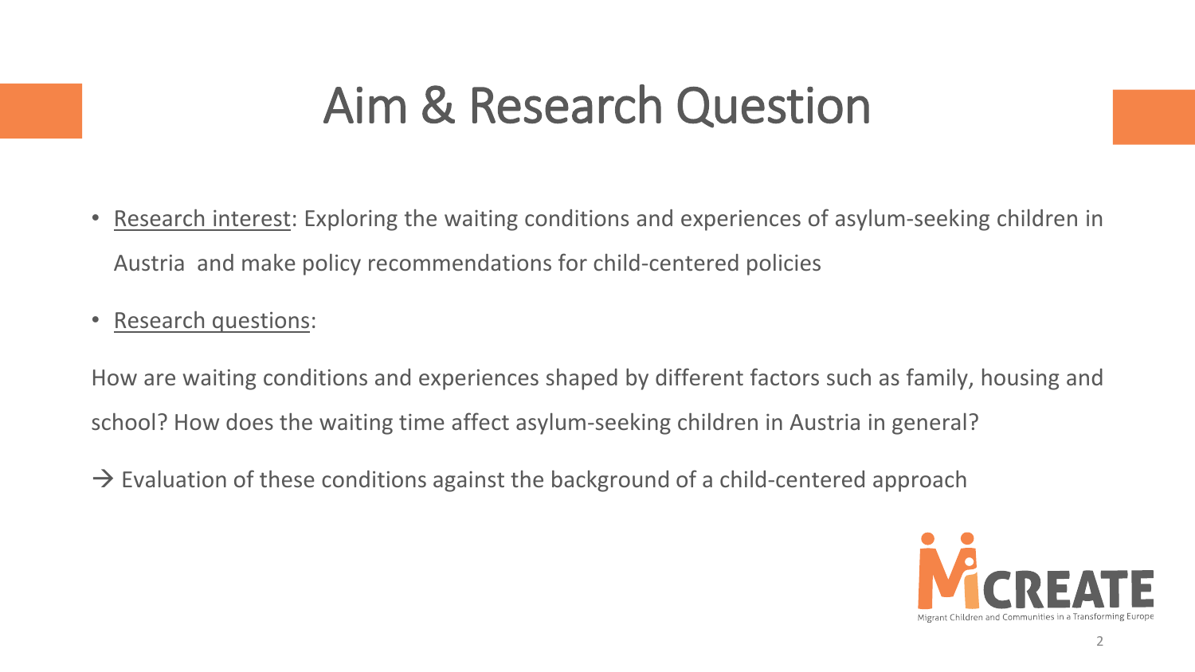# Aim & Research Question

- Research interest: Exploring the waiting conditions and experiences of asylum-seeking children in Austria and make policy recommendations for child-centered policies
- Research questions:

How are waiting conditions and experiences shaped by different factors such as family, housing and school? How does the waiting time affect asylum-seeking children in Austria in general?

→ Evaluation of these conditions against the background of a child-centered approach

MiCREATE Migrant Children and Communities in a Transforming Europe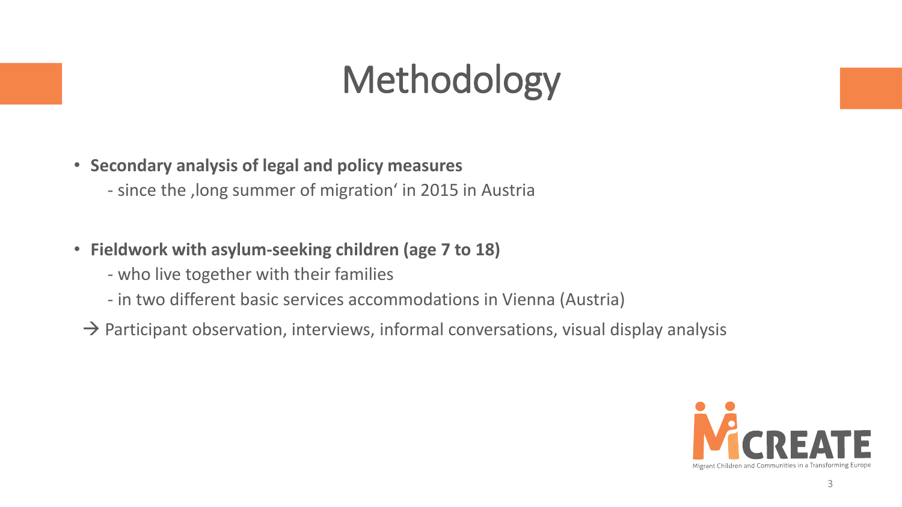# Methodology

- **Secondary analysis of legal and policy measures**
  - since the ‚long summer of migration' in 2015 in Austria

- **Fieldwork with asylum-seeking children (age 7 to 18)**
  - who live together with their families
  - in two different basic services accommodations in Vienna (Austria)

  → Participant observation, interviews, informal conversations, visual display analysis

MiCREATE
Migrant Children and Communities in a Transforming Europe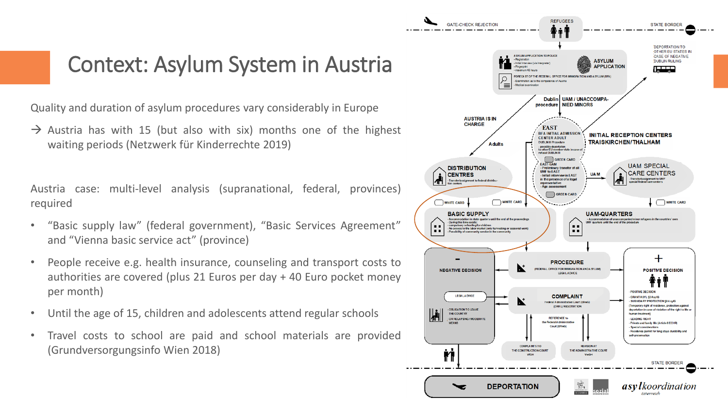# Context: Asylum System in Austria

Quality and duration of asylum procedures vary considerably in Europe

→ Austria has with 15 (but also with six) months one of the highest waiting periods (Netzwerk für Kinderrechte 2019)

Austria case: multi-level analysis (supranational, federal, provinces) required

- "Basic supply law" (federal government), "Basic Services Agreement" and "Vienna basic service act" (province)
- People receive e.g. health insurance, counseling and transport costs to authorities are covered (plus 21 Euros per day + 40 Euro pocket money per month)
- Until the age of 15, children and adolescents attend regular schools
- Travel costs to school are paid and school materials are provided (Grundversorgungsinfo Wien 2018)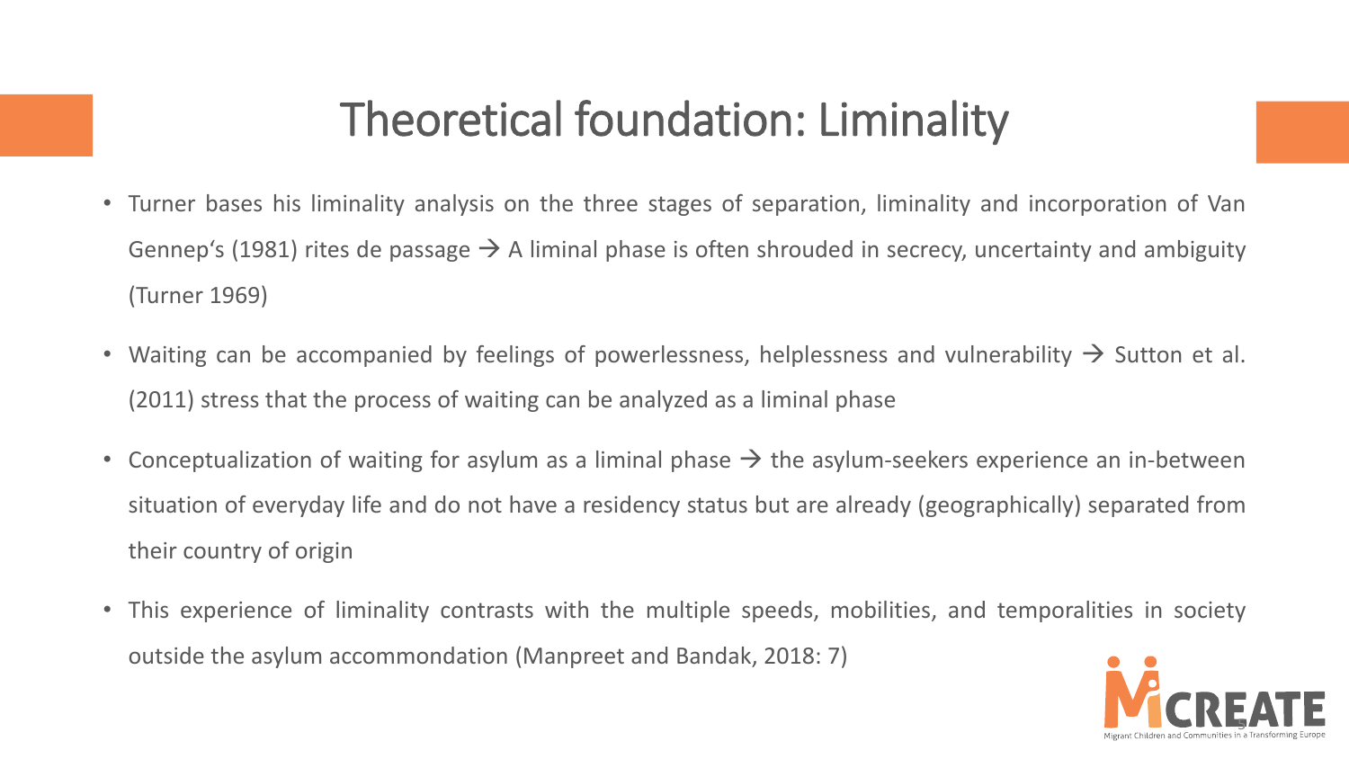# Theoretical foundation: Liminality

- Turner bases his liminality analysis on the three stages of separation, liminality and incorporation of Van Gennep's (1981) rites de passage → A liminal phase is often shrouded in secrecy, uncertainty and ambiguity (Turner 1969)
- Waiting can be accompanied by feelings of powerlessness, helplessness and vulnerability → Sutton et al. (2011) stress that the process of waiting can be analyzed as a liminal phase
- Conceptualization of waiting for asylum as a liminal phase → the asylum-seekers experience an in-between situation of everyday life and do not have a residency status but are already (geographically) separated from their country of origin
- This experience of liminality contrasts with the multiple speeds, mobilities, and temporalities in society outside the asylum accommondation (Manpreet and Bandak, 2018: 7)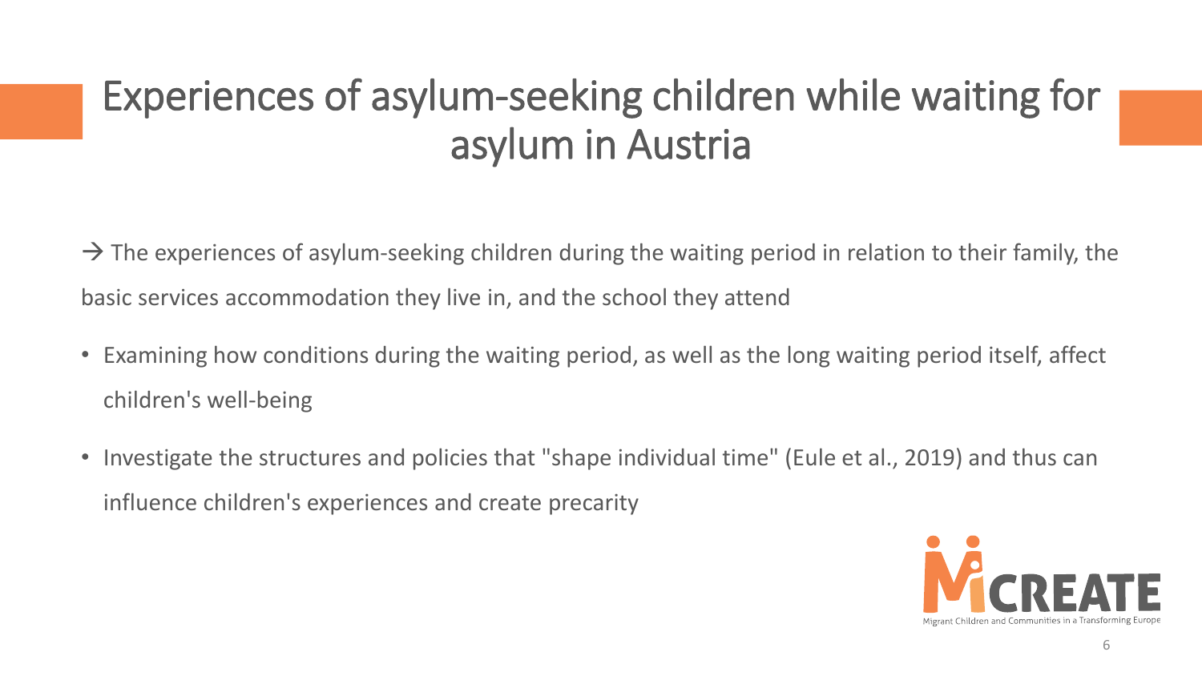# Experiences of asylum-seeking children while waiting for asylum in Austria

→ The experiences of asylum-seeking children during the waiting period in relation to their family, the basic services accommodation they live in, and the school they attend

- Examining how conditions during the waiting period, as well as the long waiting period itself, affect children's well-being
- Investigate the structures and policies that "shape individual time" (Eule et al., 2019) and thus can influence children's experiences and create precarity

MiCREATE
Migrant Children and Communities in a Transforming Europe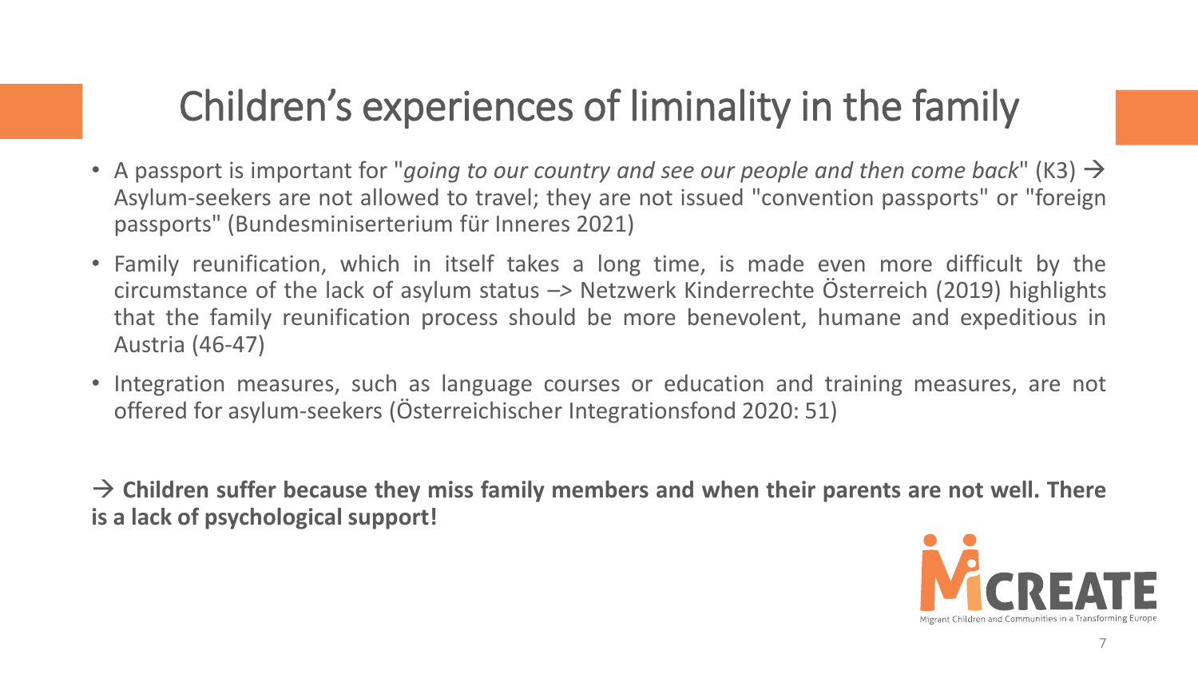# Children's experiences of liminality in the family

- A passport is important for "*going to our country and see our people and then come back*" (K3) → Asylum-seekers are not allowed to travel; they are not issued "convention passports" or "foreign passports" (Bundesminiserterium für Inneres 2021)
- Family reunification, which in itself takes a long time, is made even more difficult by the circumstance of the lack of asylum status –> Netzwerk Kinderrechte Österreich (2019) highlights that the family reunification process should be more benevolent, humane and expeditious in Austria (46-47)
- Integration measures, such as language courses or education and training measures, are not offered for asylum-seekers (Österreichischer Integrationsfond 2020: 51)

→ **Children suffer because they miss family members and when their parents are not well. There is a lack of psychological support!**

MiCREATE

Migrant Children and Communities in a Transforming Europe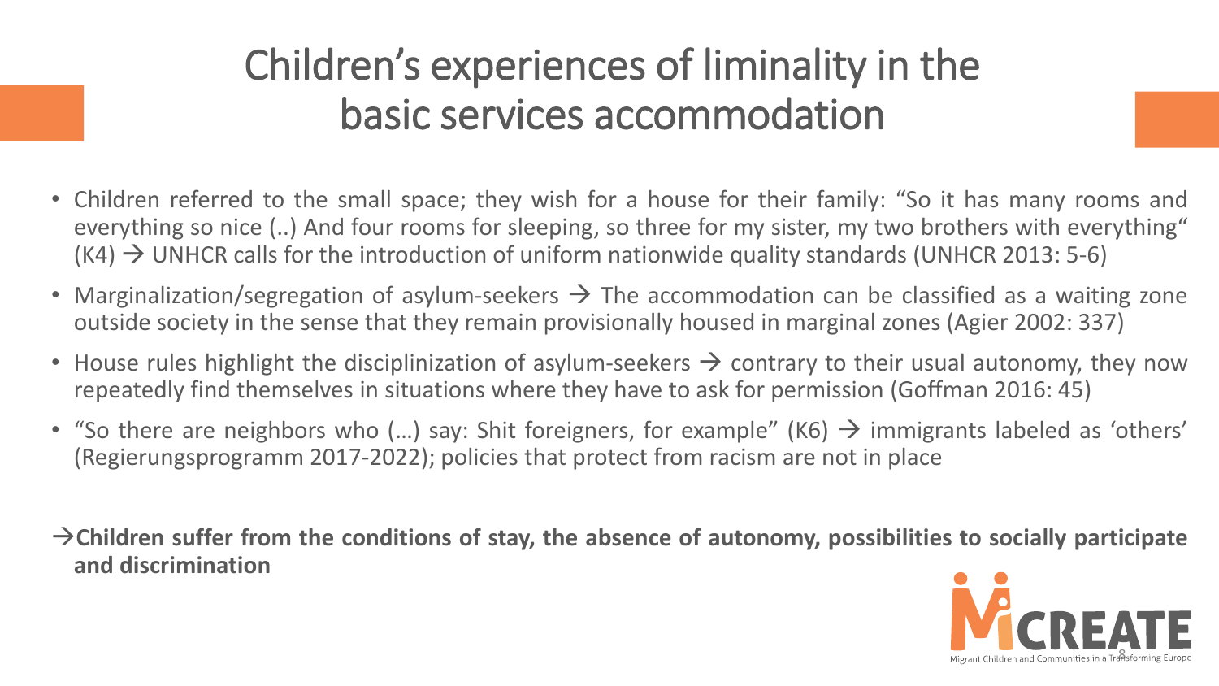# Children's experiences of liminality in the basic services accommodation

- Children referred to the small space; they wish for a house for their family: "So it has many rooms and everything so nice (..) And four rooms for sleeping, so three for my sister, my two brothers with everything" (K4) → UNHCR calls for the introduction of uniform nationwide quality standards (UNHCR 2013: 5-6)
- Marginalization/segregation of asylum-seekers → The accommodation can be classified as a waiting zone outside society in the sense that they remain provisionally housed in marginal zones (Agier 2002: 337)
- House rules highlight the disciplinization of asylum-seekers → contrary to their usual autonomy, they now repeatedly find themselves in situations where they have to ask for permission (Goffman 2016: 45)
- "So there are neighbors who (…) say: Shit foreigners, for example" (K6) → immigrants labeled as 'others' (Regierungsprogramm 2017-2022); policies that protect from racism are not in place

→**Children suffer from the conditions of stay, the absence of autonomy, possibilities to socially participate and discrimination**

MiCREATE

Migrant Children and Communities in a Transforming Europe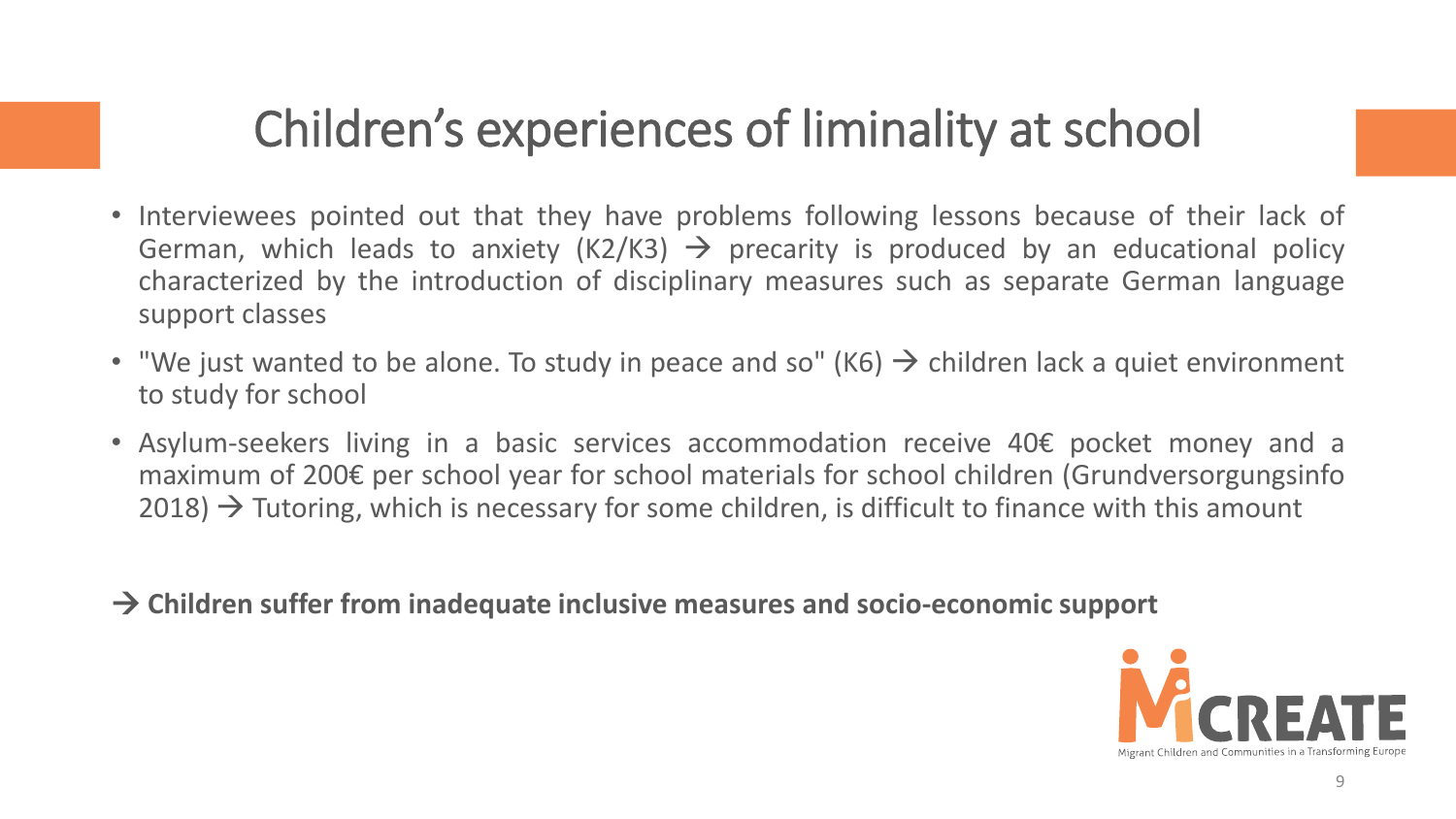# Children's experiences of liminality at school

- Interviewees pointed out that they have problems following lessons because of their lack of German, which leads to anxiety (K2/K3) → precarity is produced by an educational policy characterized by the introduction of disciplinary measures such as separate German language support classes
- "We just wanted to be alone. To study in peace and so" (K6) → children lack a quiet environment to study for school
- Asylum-seekers living in a basic services accommodation receive 40€ pocket money and a maximum of 200€ per school year for school materials for school children (Grundversorgungsinfo 2018) → Tutoring, which is necessary for some children, is difficult to finance with this amount

→ **Children suffer from inadequate inclusive measures and socio-economic support**

MiCREATE
Migrant Children and Communities in a Transforming Europe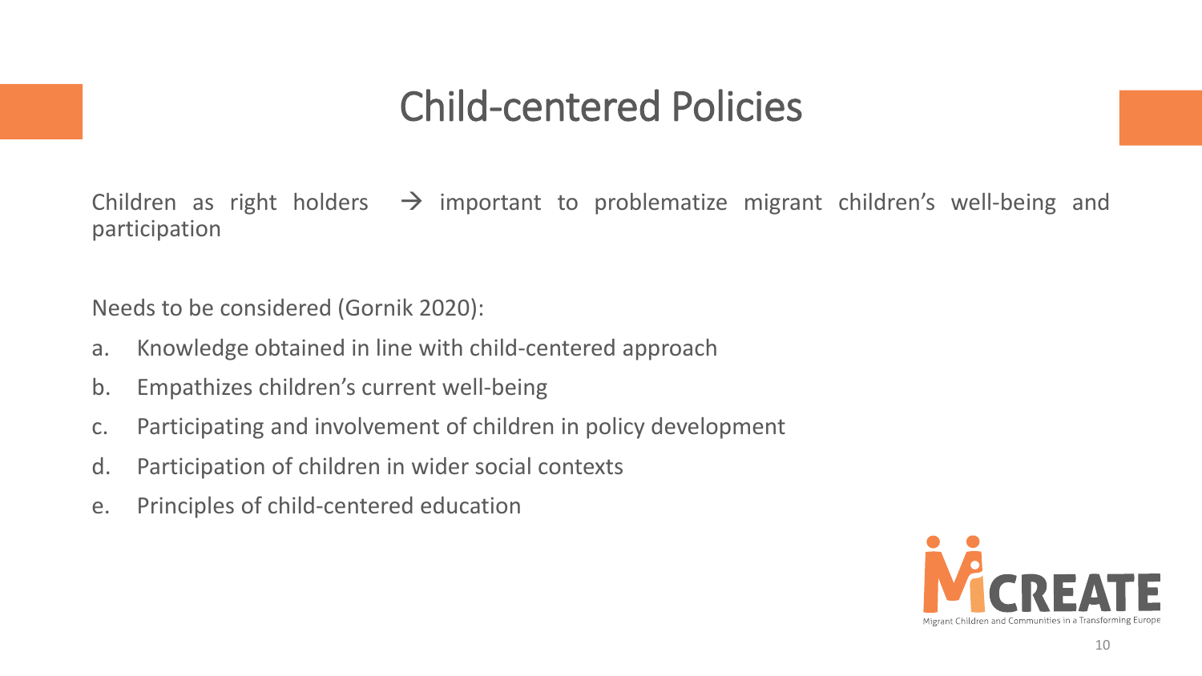# Child-centered Policies

Children as right holders → important to problematize migrant children's well-being and participation

Needs to be considered (Gornik 2020):

a. Knowledge obtained in line with child-centered approach
b. Empathizes children's current well-being
c. Participating and involvement of children in policy development
d. Participation of children in wider social contexts
e. Principles of child-centered education

MiCREATE
Migrant Children and Communities in a Transforming Europe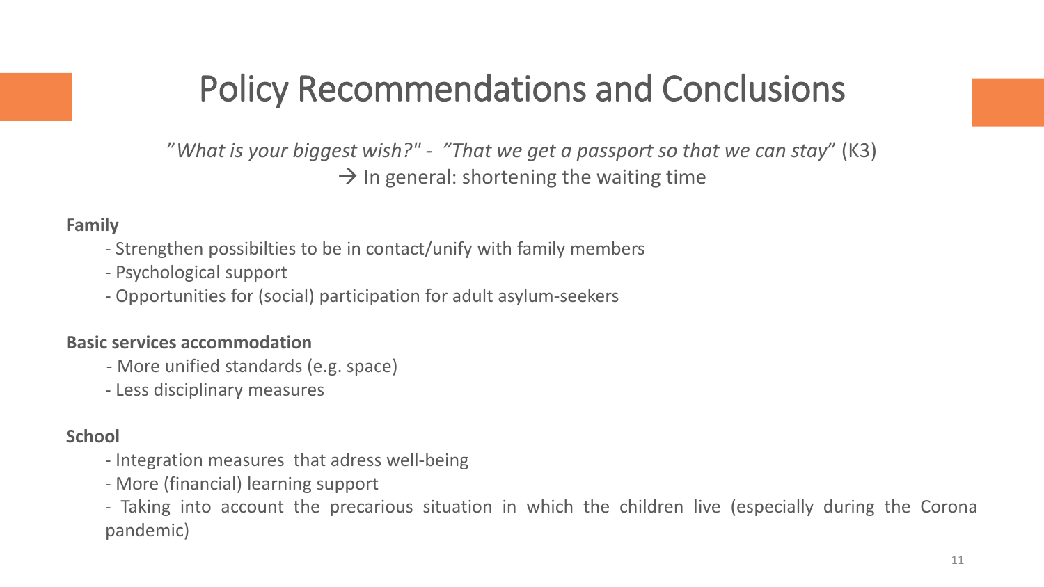# Policy Recommendations and Conclusions

*"What is your biggest wish?" - "That we get a passport so that we can stay"* (K3)

→ In general: shortening the waiting time

**Family**

- Strengthen possibilties to be in contact/unify with family members
- Psychological support
- Opportunities for (social) participation for adult asylum-seekers

**Basic services accommodation**

- More unified standards (e.g. space)
- Less disciplinary measures

**School**

- Integration measures that adress well-being
- More (financial) learning support
- Taking into account the precarious situation in which the children live (especially during the Corona pandemic)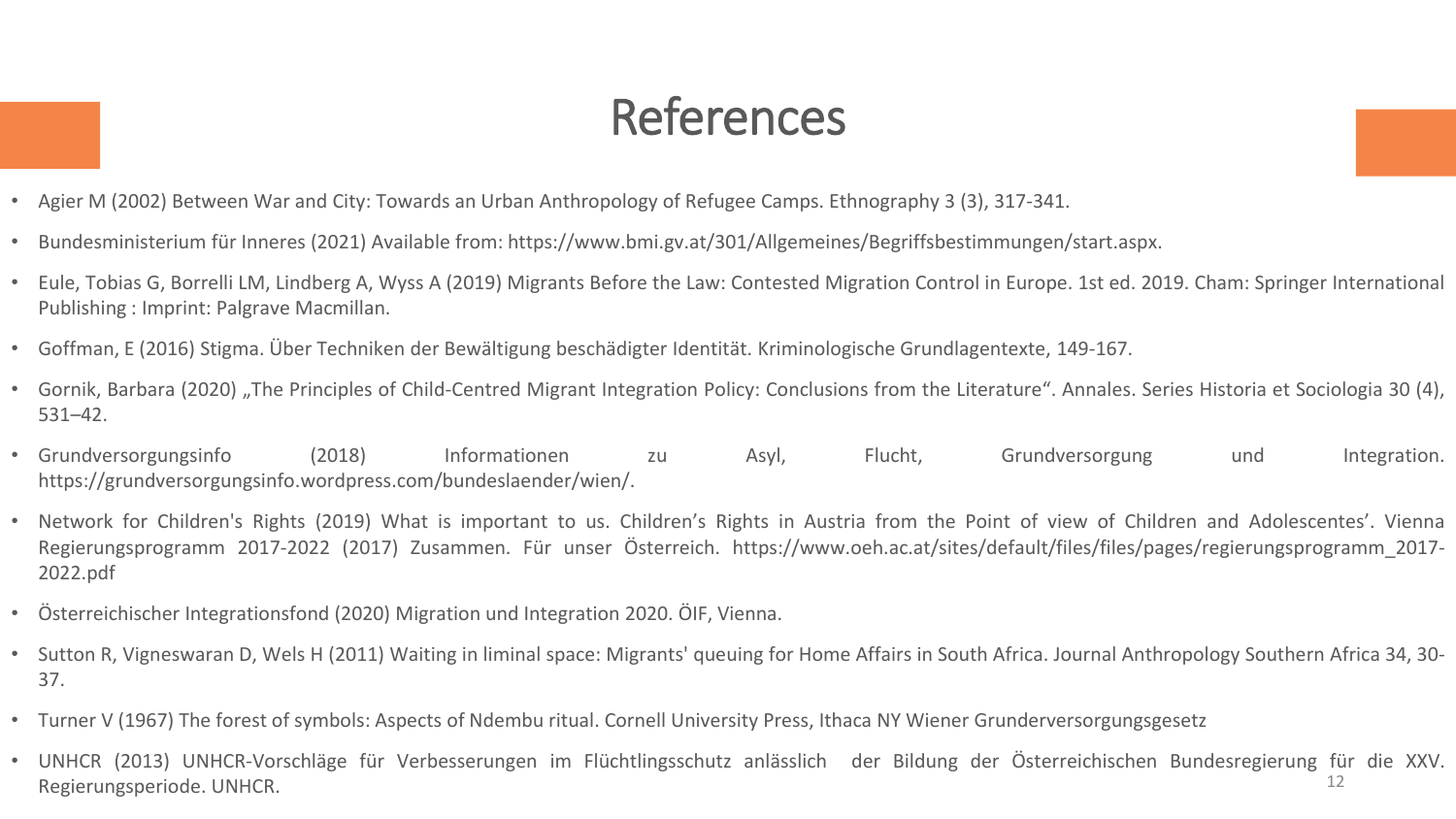# References

- Agier M (2002) Between War and City: Towards an Urban Anthropology of Refugee Camps. Ethnography 3 (3), 317-341.
- Bundesministerium für Inneres (2021) Available from: https://www.bmi.gv.at/301/Allgemeines/Begriffsbestimmungen/start.aspx.
- Eule, Tobias G, Borrelli LM, Lindberg A, Wyss A (2019) Migrants Before the Law: Contested Migration Control in Europe. 1st ed. 2019. Cham: Springer International Publishing : Imprint: Palgrave Macmillan.
- Goffman, E (2016) Stigma. Über Techniken der Bewältigung beschädigter Identität. Kriminologische Grundlagentexte, 149-167.
- Gornik, Barbara (2020) „The Principles of Child-Centred Migrant Integration Policy: Conclusions from the Literature“. Annales. Series Historia et Sociologia 30 (4), 531–42.
- Grundversorgungsinfo (2018) Informationen zu Asyl, Flucht, Grundversorgung und Integration. https://grundversorgungsinfo.wordpress.com/bundeslaender/wien/.
- Network for Children's Rights (2019) What is important to us. Children's Rights in Austria from the Point of view of Children and Adolescentes'. Vienna Regierungsprogramm 2017-2022 (2017) Zusammen. Für unser Österreich. https://www.oeh.ac.at/sites/default/files/files/pages/regierungsprogramm_2017-2022.pdf
- Österreichischer Integrationsfond (2020) Migration und Integration 2020. ÖIF, Vienna.
- Sutton R, Vigneswaran D, Wels H (2011) Waiting in liminal space: Migrants' queuing for Home Affairs in South Africa. Journal Anthropology Southern Africa 34, 30-37.
- Turner V (1967) The forest of symbols: Aspects of Ndembu ritual. Cornell University Press, Ithaca NY Wiener Grunderversorgungsgesetz
- UNHCR (2013) UNHCR-Vorschläge für Verbesserungen im Flüchtlingsschutz anlässlich der Bildung der Österreichischen Bundesregierung für die XXV. Regierungsperiode. UNHCR.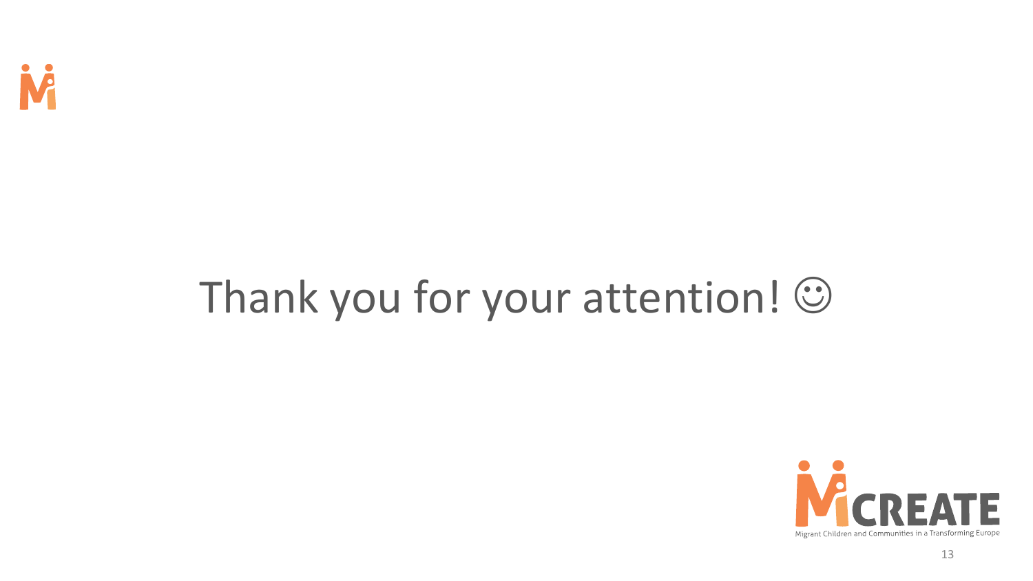Thank you for your attention! ☺

CREATE

Migrant Children and Communities in a Transforming Europe